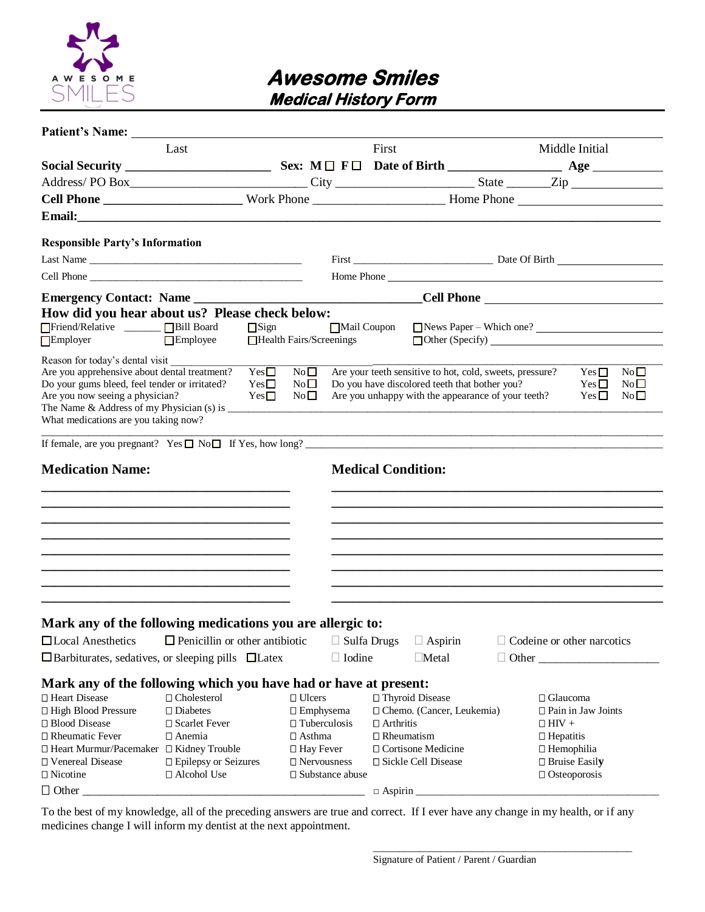# Awesome Smiles
## Medical History Form

**Patient's Name:** ____________________________________________

Last | First | Middle Initial

**Social Security** ______________________ **Sex: M** ☐ **F** ☐ **Date of Birth** _________________ **Age** __________

Address/ PO Box__________________________ City ______________________ State _______Zip _______________

**Cell Phone** _____________________ Work Phone ____________________ Home Phone ______________________

**Email:**____________________________________________________________________________

**Responsible Party's Information**

Last Name ________________________________________ First _________________________ Date Of Birth ________________

Cell Phone ________________________________________ Home Phone ______________________________________________

**Emergency Contact: Name** _________________________________**Cell Phone** ___________________________

**How did you hear about us? Please check below:**

☐Friend/Relative _______ ☐Bill Board ☐Sign ☐Mail Coupon ☐News Paper – Which one? ____________________

☐Employer ☐Employee ☐Health Fairs/Screenings ☐Other (Specify) ____________________________

Reason for today's dental visit ___________________________________________________________________________

Are you apprehensive about dental treatment? Yes☐ No☐

Are your teeth sensitive to hot, cold, sweets, pressure? Yes☐ No☐

Do your gums bleed, feel tender or irritated? Yes☐ No☐

Do you have discolored teeth that bother you? Yes☐ No☐

Are you now seeing a physician? Yes☐ No☐

Are you unhappy with the appearance of your teeth? Yes☐ No☐

The Name & Address of my Physician (s) is ____________________________________________________________

What medications are you taking now?

_____________________________________________________________________________________________

If female, are you pregnant? Yes ☐ No☐ If Yes, how long? _____________________________________________

| **Medication Name:** | **Medical Condition:** |
|---|---|
| ________________________ | ________________________ |
| ________________________ | ________________________ |
| ________________________ | ________________________ |
| ________________________ | ________________________ |
| ________________________ | ________________________ |
| ________________________ | ________________________ |
| ________________________ | ________________________ |
| ________________________ | ________________________ |

**Mark any of the following medications you are allergic to:**

☐Local Anesthetics ☐ Penicillin or other antibiotic ☐ Sulfa Drugs ☐ Aspirin ☐ Codeine or other narcotics

☐Barbiturates, sedatives, or sleeping pills ☐Latex ☐ Iodine ☐Metal ☐ Other ____________________

**Mark any of the following which you have had or have at present:**

| | | | | |
|---|---|---|---|---|
| ☐ Heart Disease | ☐ Cholesterol | ☐ Ulcers | ☐ Thyroid Disease | ☐ Glaucoma |
| ☐ High Blood Pressure | ☐ Diabetes | ☐ Emphysema | ☐ Chemo. (Cancer, Leukemia) | ☐ Pain in Jaw Joints |
| ☐ Blood Disease | ☐ Scarlet Fever | ☐ Tuberculosis | ☐ Arthritis | ☐ HIV + |
| ☐ Rheumatic Fever | ☐ Anemia | ☐ Asthma | ☐ Rheumatism | ☐ Hepatitis |
| ☐ Heart Murmur/Pacemaker | ☐ Kidney Trouble | ☐ Hay Fever | ☐ Cortisone Medicine | ☐ Hemophilia |
| ☐ Venereal Disease | ☐ Epilepsy or Seizures | ☐ Nervousness | ☐ Sickle Cell Disease | ☐ Bruise Easily |
| ☐ Nicotine | ☐ Alcohol Use | ☐ Substance abuse | | ☐ Osteoporosis |

☐ Other ____________________________________________ ☐ Aspirin ________________________________________

To the best of my knowledge, all of the preceding answers are true and correct. If I ever have any change in my health, or if any medicines change I will inform my dentist at the next appointment.

_____________________________________________

Signature of Patient / Parent / Guardian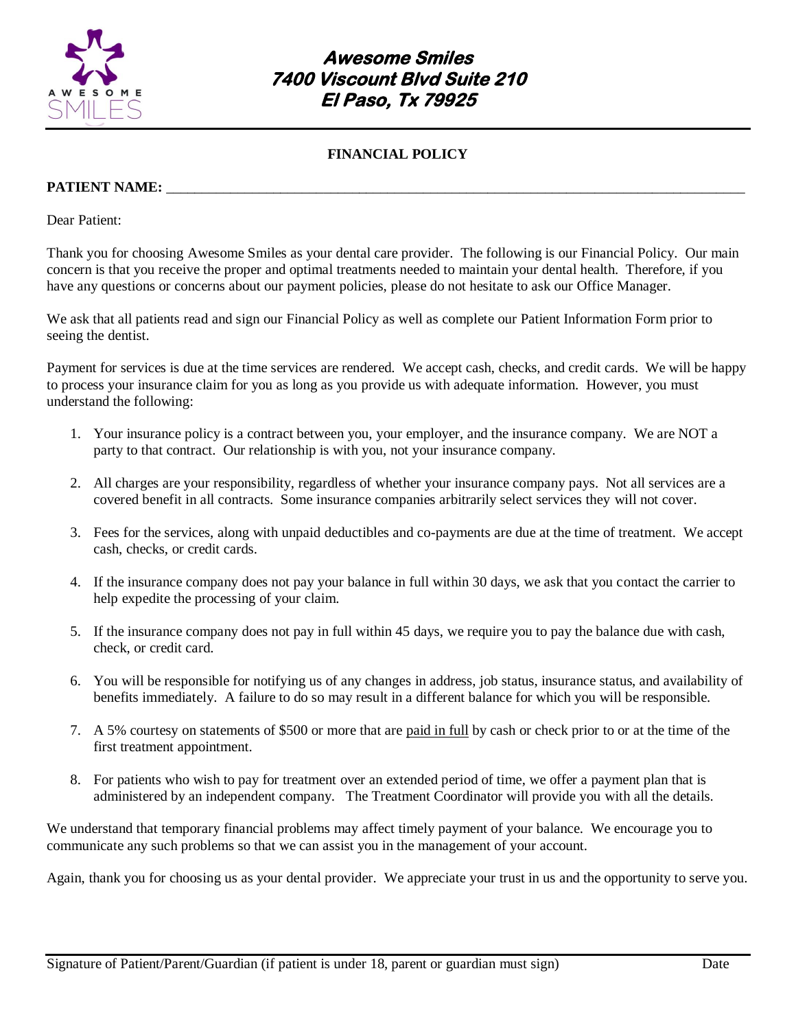# Awesome Smiles
**7400 Viscount Blvd Suite 210**
**El Paso, Tx 79925**

## FINANCIAL POLICY

**PATIENT NAME:** ______________________________________________________________________________

Dear Patient:

Thank you for choosing Awesome Smiles as your dental care provider. The following is our Financial Policy. Our main concern is that you receive the proper and optimal treatments needed to maintain your dental health. Therefore, if you have any questions or concerns about our payment policies, please do not hesitate to ask our Office Manager.

We ask that all patients read and sign our Financial Policy as well as complete our Patient Information Form prior to seeing the dentist.

Payment for services is due at the time services are rendered. We accept cash, checks, and credit cards. We will be happy to process your insurance claim for you as long as you provide us with adequate information. However, you must understand the following:

1. Your insurance policy is a contract between you, your employer, and the insurance company. We are NOT a party to that contract. Our relationship is with you, not your insurance company.
2. All charges are your responsibility, regardless of whether your insurance company pays. Not all services are a covered benefit in all contracts. Some insurance companies arbitrarily select services they will not cover.
3. Fees for the services, along with unpaid deductibles and co-payments are due at the time of treatment. We accept cash, checks, or credit cards.
4. If the insurance company does not pay your balance in full within 30 days, we ask that you contact the carrier to help expedite the processing of your claim.
5. If the insurance company does not pay in full within 45 days, we require you to pay the balance due with cash, check, or credit card.
6. You will be responsible for notifying us of any changes in address, job status, insurance status, and availability of benefits immediately. A failure to do so may result in a different balance for which you will be responsible.
7. A 5% courtesy on statements of $500 or more that are <u>paid in full</u> by cash or check prior to or at the time of the first treatment appointment.
8. For patients who wish to pay for treatment over an extended period of time, we offer a payment plan that is administered by an independent company. The Treatment Coordinator will provide you with all the details.

We understand that temporary financial problems may affect timely payment of your balance. We encourage you to communicate any such problems so that we can assist you in the management of your account.

Again, thank you for choosing us as your dental provider. We appreciate your trust in us and the opportunity to serve you.

______________________________________________________________________________

Signature of Patient/Parent/Guardian (if patient is under 18, parent or guardian must sign) Date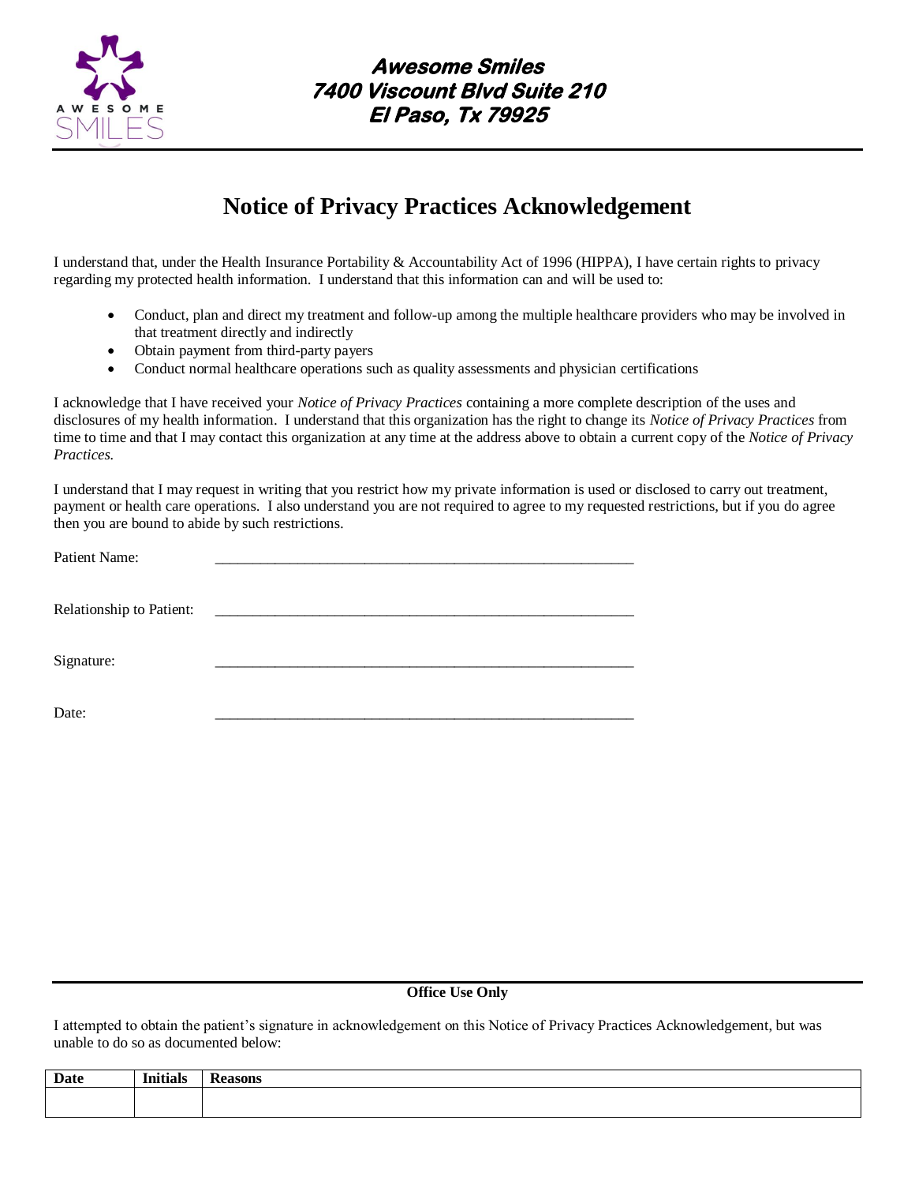**Awesome Smiles**
**7400 Viscount Blvd Suite 210**
**El Paso, Tx 79925**

# Notice of Privacy Practices Acknowledgement

I understand that, under the Health Insurance Portability & Accountability Act of 1996 (HIPPA), I have certain rights to privacy regarding my protected health information. I understand that this information can and will be used to:

- Conduct, plan and direct my treatment and follow-up among the multiple healthcare providers who may be involved in that treatment directly and indirectly
- Obtain payment from third-party payers
- Conduct normal healthcare operations such as quality assessments and physician certifications

I acknowledge that I have received your *Notice of Privacy Practices* containing a more complete description of the uses and disclosures of my health information. I understand that this organization has the right to change its *Notice of Privacy Practices* from time to time and that I may contact this organization at any time at the address above to obtain a current copy of the *Notice of Privacy Practices.*

I understand that I may request in writing that you restrict how my private information is used or disclosed to carry out treatment, payment or health care operations. I also understand you are not required to agree to my requested restrictions, but if you do agree then you are bound to abide by such restrictions.

Patient Name: ________________________________________________________

Relationship to Patient: ________________________________________________________

Signature: ________________________________________________________

Date: ________________________________________________________

**Office Use Only**

I attempted to obtain the patient's signature in acknowledgement on this Notice of Privacy Practices Acknowledgement, but was unable to do so as documented below:

| Date | Initials | Reasons |
|---|---|---|
| | | |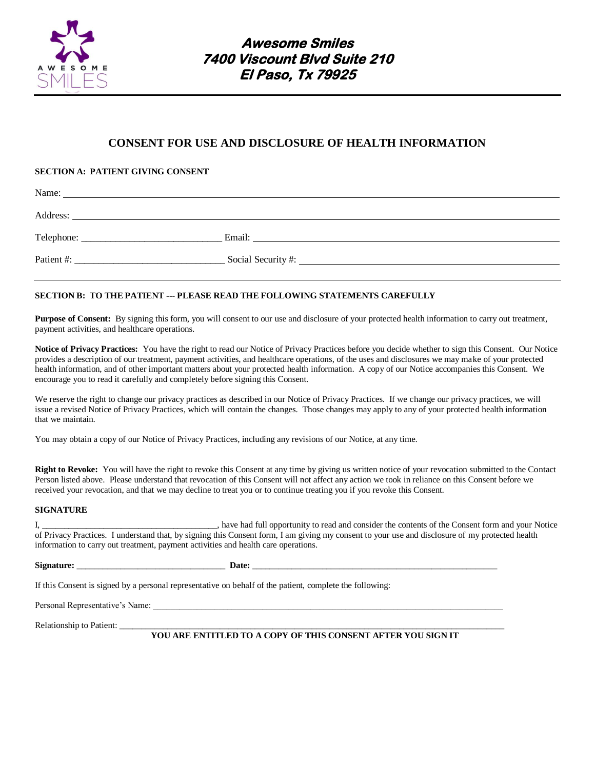**Awesome Smiles**
**7400 Viscount Blvd Suite 210**
**El Paso, Tx 79925**

## CONSENT FOR USE AND DISCLOSURE OF HEALTH INFORMATION

**SECTION A: PATIENT GIVING CONSENT**

Name: ______________________________________________

Address: ______________________________________________

Telephone: ____________________________ Email: ______________________________________________

Patient #: ______________________________ Social Security #: ______________________________________________

**SECTION B: TO THE PATIENT --- PLEASE READ THE FOLLOWING STATEMENTS CAREFULLY**

**Purpose of Consent:** By signing this form, you will consent to our use and disclosure of your protected health information to carry out treatment, payment activities, and healthcare operations.

**Notice of Privacy Practices:** You have the right to read our Notice of Privacy Practices before you decide whether to sign this Consent. Our Notice provides a description of our treatment, payment activities, and healthcare operations, of the uses and disclosures we may make of your protected health information, and of other important matters about your protected health information. A copy of our Notice accompanies this Consent. We encourage you to read it carefully and completely before signing this Consent.

We reserve the right to change our privacy practices as described in our Notice of Privacy Practices. If we change our privacy practices, we will issue a revised Notice of Privacy Practices, which will contain the changes. Those changes may apply to any of your protected health information that we maintain.

You may obtain a copy of our Notice of Privacy Practices, including any revisions of our Notice, at any time.

**Right to Revoke:** You will have the right to revoke this Consent at any time by giving us written notice of your revocation submitted to the Contact Person listed above. Please understand that revocation of this Consent will not affect any action we took in reliance on this Consent before we received your revocation, and that we may decline to treat you or to continue treating you if you revoke this Consent.

**SIGNATURE**

I, ________________________________________, have had full opportunity to read and consider the contents of the Consent form and your Notice of Privacy Practices. I understand that, by signing this Consent form, I am giving my consent to your use and disclosure of my protected health information to carry out treatment, payment activities and health care operations.

**Signature:** _________________________________ **Date:** _______________________________________________________

If this Consent is signed by a personal representative on behalf of the patient, complete the following:

Personal Representative's Name: _______________________________________________________________________________

Relationship to Patient: ______________________________________________________________________________________

**YOU ARE ENTITLED TO A COPY OF THIS CONSENT AFTER YOU SIGN IT**